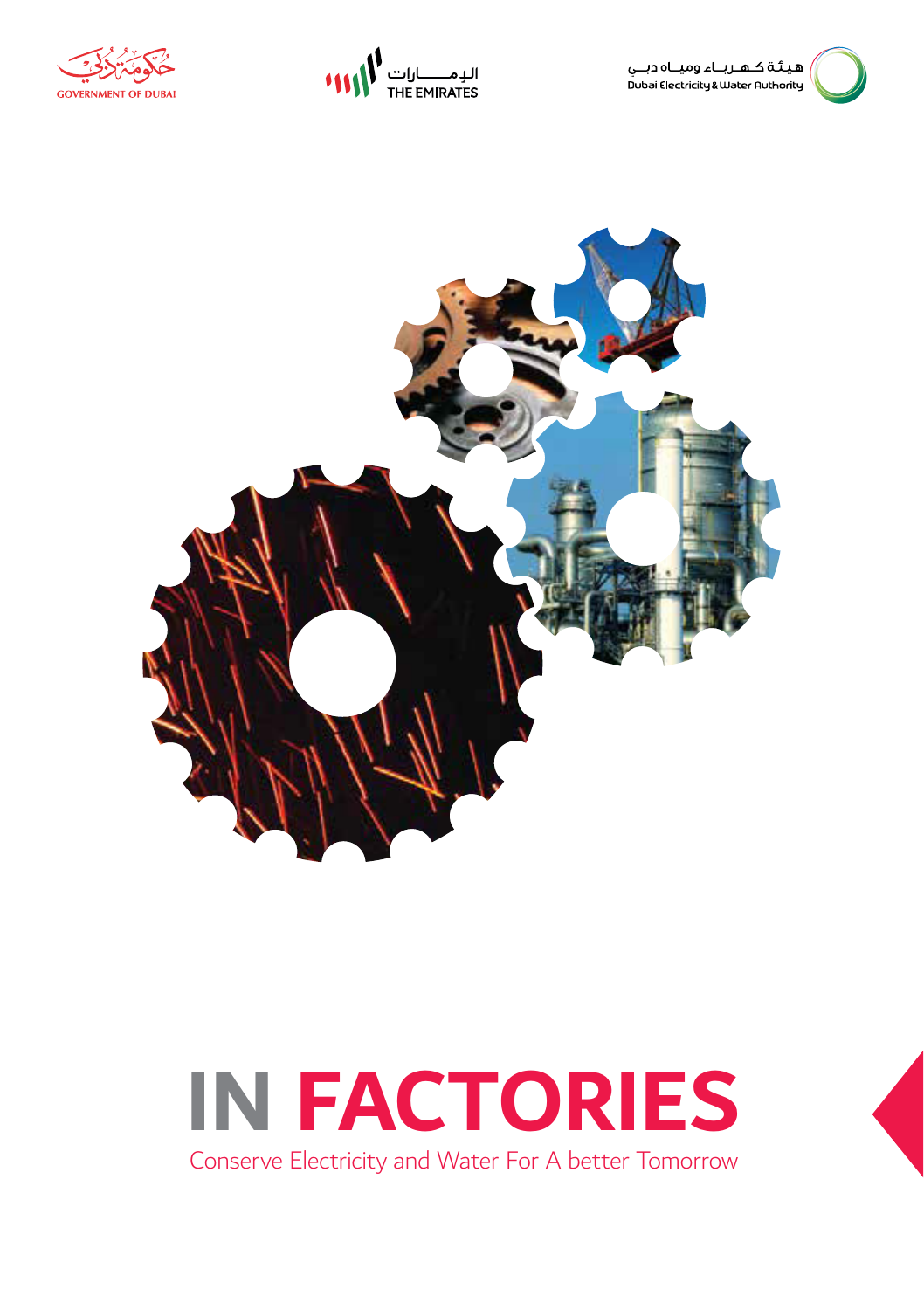GOVERNMENT OF DUBAI

الإمـــــارات THE EMIRATES

هيئة كهرباء ومياه دبي Dubai Electricity & Water Authority

# IN FACTORIES

Conserve Electricity and Water For A better Tomorrow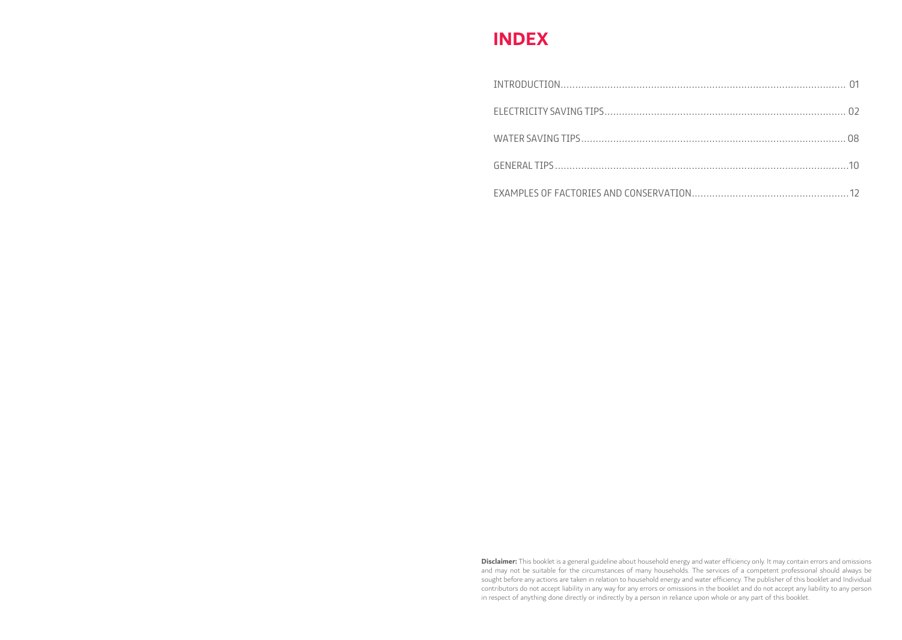# INDEX

| | |
|---|---|
| INTRODUCTION | 01 |
| ELECTRICITY SAVING TIPS | 02 |
| WATER SAVING TIPS | 08 |
| GENERAL TIPS | 10 |
| EXAMPLES OF FACTORIES AND CONSERVATION | 12 |

**Disclaimer:** This booklet is a general guideline about household energy and water efficiency only. It may contain errors and omissions and may not be suitable for the circumstances of many households. The services of a competent professional should always be sought before any actions are taken in relation to household energy and water efficiency. The publisher of this booklet and Individual contributors do not accept liability in any way for any errors or omissions in the booklet and do not accept any liability to any person in respect of anything done directly or indirectly by a person in reliance upon whole or any part of this booklet.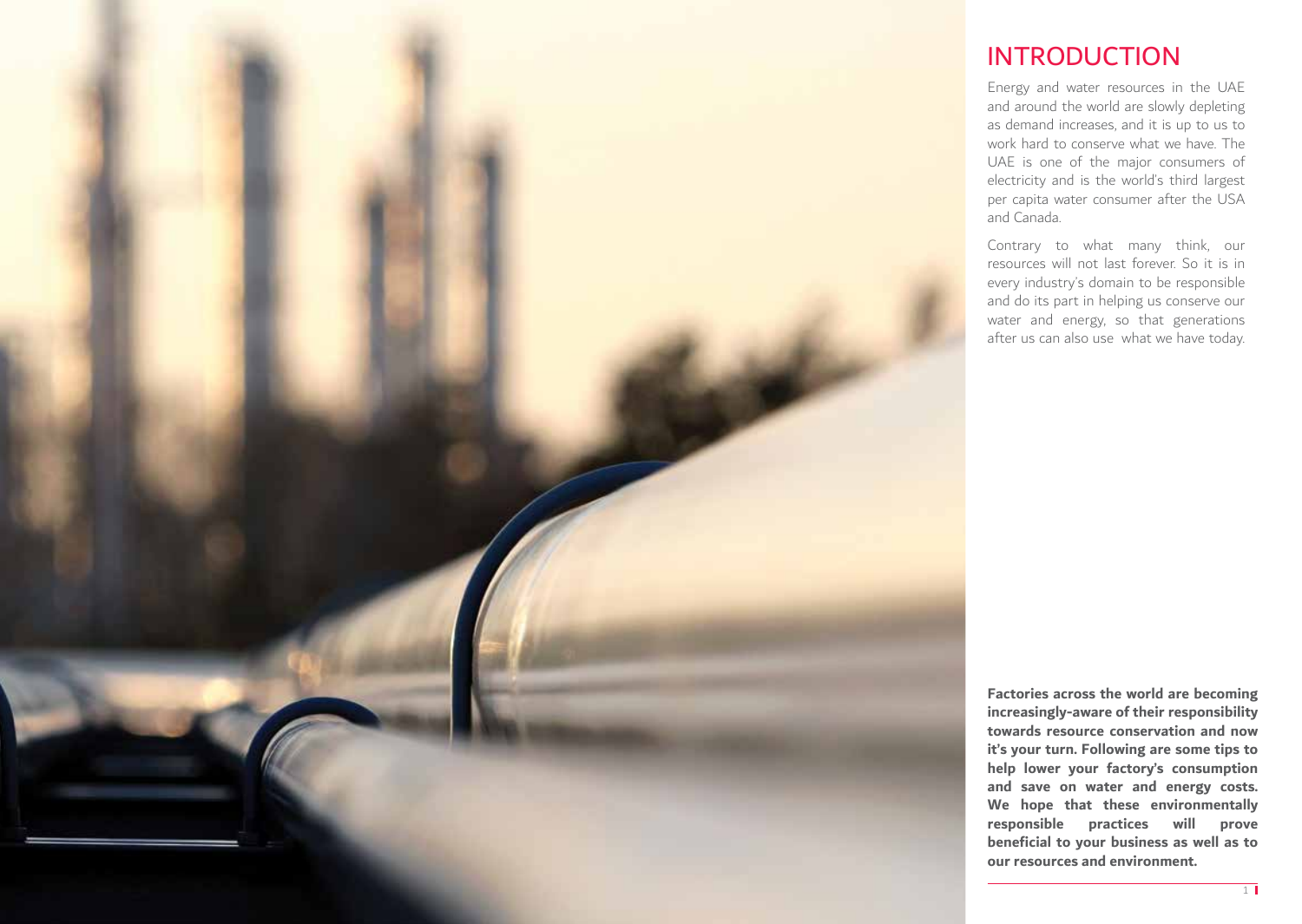# INTRODUCTION

Energy and water resources in the UAE and around the world are slowly depleting as demand increases, and it is up to us to work hard to conserve what we have. The UAE is one of the major consumers of electricity and is the world's third largest per capita water consumer after the USA and Canada.

Contrary to what many think, our resources will not last forever. So it is in every industry's domain to be responsible and do its part in helping us conserve our water and energy, so that generations after us can also use what we have today.

**Factories across the world are becoming increasingly-aware of their responsibility towards resource conservation and now it's your turn. Following are some tips to help lower your factory's consumption and save on water and energy costs. We hope that these environmentally responsible practices will prove beneficial to your business as well as to our resources and environment.**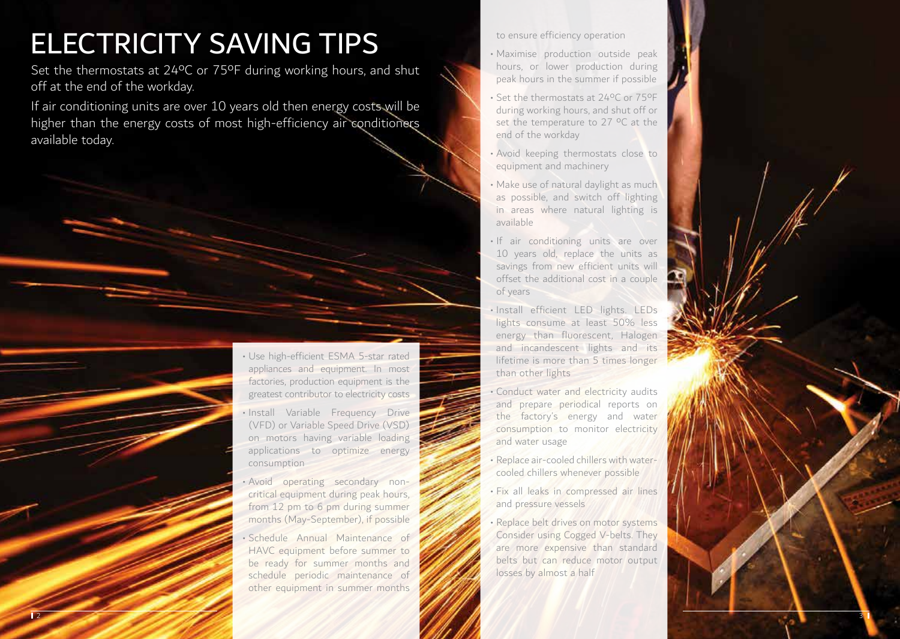# ELECTRICITY SAVING TIPS

Set the thermostats at 24ºC or 75ºF during working hours, and shut off at the end of the workday.

If air conditioning units are over 10 years old then energy costs will be higher than the energy costs of most high-efficiency air conditioners available today.

- Use high-efficient ESMA 5-star rated appliances and equipment. In most factories, production equipment is the greatest contributor to electricity costs
- Install Variable Frequency Drive (VFD) or Variable Speed Drive (VSD) on motors having variable loading applications to optimize energy consumption
- Avoid operating secondary non-critical equipment during peak hours, from 12 pm to 6 pm during summer months (May-September), if possible
- Schedule Annual Maintenance of HAVC equipment before summer to be ready for summer months and schedule periodic maintenance of other equipment in summer months to ensure efficiency operation
- Maximise production outside peak hours, or lower production during peak hours in the summer if possible
- Set the thermostats at 24ºC or 75ºF during working hours, and shut off or set the temperature to 27 ºC at the end of the workday
- Avoid keeping thermostats close to equipment and machinery
- Make use of natural daylight as much as possible, and switch off lighting in areas where natural lighting is available
- If air conditioning units are over 10 years old, replace the units as savings from new efficient units will offset the additional cost in a couple of years
- Install efficient LED lights. LEDs lights consume at least 50% less energy than fluorescent, Halogen and incandescent lights and its lifetime is more than 5 times longer than other lights
- Conduct water and electricity audits and prepare periodical reports on the factory's energy and water consumption to monitor electricity and water usage
- Replace air-cooled chillers with water-cooled chillers whenever possible
- Fix all leaks in compressed air lines and pressure vessels
- Replace belt drives on motor systems Consider using Cogged V-belts. They are more expensive than standard belts but can reduce motor output losses by almost a half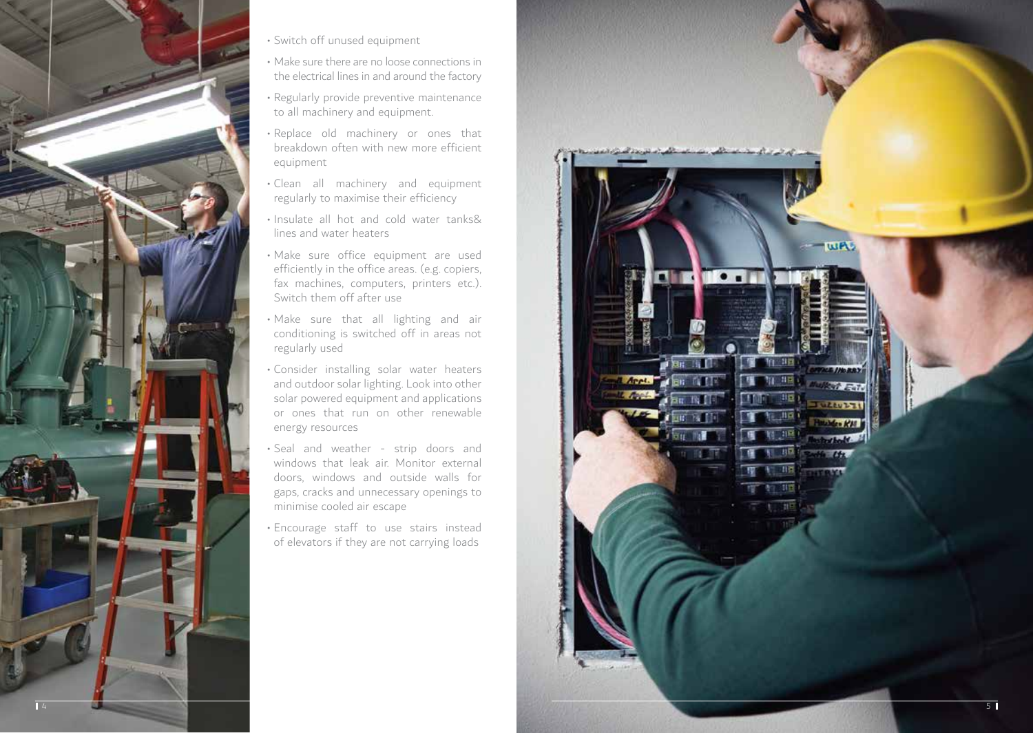- Switch off unused equipment
- Make sure there are no loose connections in the electrical lines in and around the factory
- Regularly provide preventive maintenance to all machinery and equipment.
- Replace old machinery or ones that breakdown often with new more efficient equipment
- Clean all machinery and equipment regularly to maximise their efficiency
- Insulate all hot and cold water tanks& lines and water heaters
- Make sure office equipment are used efficiently in the office areas. (e.g. copiers, fax machines, computers, printers etc.). Switch them off after use
- Make sure that all lighting and air conditioning is switched off in areas not regularly used
- Consider installing solar water heaters and outdoor solar lighting. Look into other solar powered equipment and applications or ones that run on other renewable energy resources
- Seal and weather - strip doors and windows that leak air. Monitor external doors, windows and outside walls for gaps, cracks and unnecessary openings to minimise cooled air escape
- Encourage staff to use stairs instead of elevators if they are not carrying loads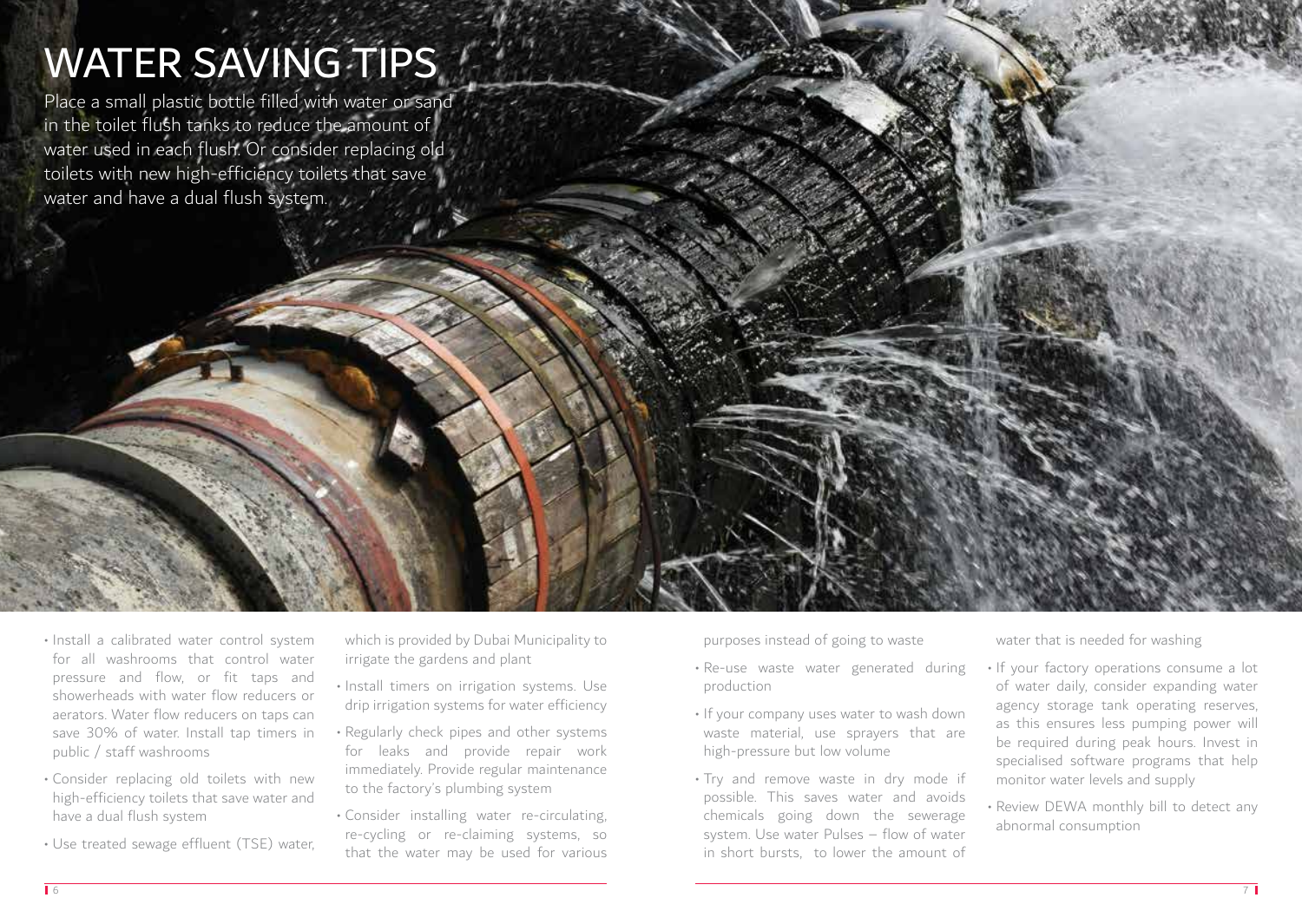# WATER SAVING TIPS

Place a small plastic bottle filled with water or sand in the toilet flush tanks to reduce the amount of water used in each flush. Or consider replacing old toilets with new high-efficiency toilets that save water and have a dual flush system.

- Install a calibrated water control system for all washrooms that control water pressure and flow, or fit taps and showerheads with water flow reducers or aerators. Water flow reducers on taps can save 30% of water. Install tap timers in public / staff washrooms
- Consider replacing old toilets with new high-efficiency toilets that save water and have a dual flush system
- Use treated sewage effluent (TSE) water, which is provided by Dubai Municipality to irrigate the gardens and plant
- Install timers on irrigation systems. Use drip irrigation systems for water efficiency
- Regularly check pipes and other systems for leaks and provide repair work immediately. Provide regular maintenance to the factory's plumbing system
- Consider installing water re-circulating, re-cycling or re-claiming systems, so that the water may be used for various purposes instead of going to waste
- Re-use waste water generated during production
- If your company uses water to wash down waste material, use sprayers that are high-pressure but low volume
- Try and remove waste in dry mode if possible. This saves water and avoids chemicals going down the sewerage system. Use water Pulses – flow of water in short bursts, to lower the amount of water that is needed for washing
- If your factory operations consume a lot of water daily, consider expanding water agency storage tank operating reserves, as this ensures less pumping power will be required during peak hours. Invest in specialised software programs that help monitor water levels and supply
- Review DEWA monthly bill to detect any abnormal consumption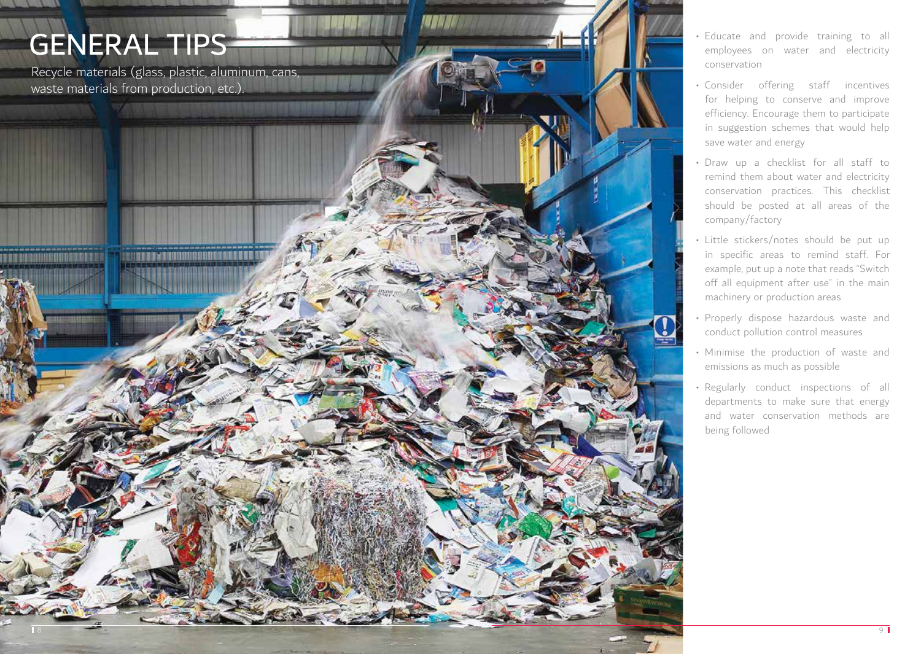# GENERAL TIPS

Recycle materials (glass, plastic, aluminum, cans, waste materials from production, etc.).

- Educate and provide training to all employees on water and electricity conservation
- Consider offering staff incentives for helping to conserve and improve efficiency. Encourage them to participate in suggestion schemes that would help save water and energy
- Draw up a checklist for all staff to remind them about water and electricity conservation practices. This checklist should be posted at all areas of the company/factory
- Little stickers/notes should be put up in specific areas to remind staff. For example, put up a note that reads "Switch off all equipment after use" in the main machinery or production areas
- Properly dispose hazardous waste and conduct pollution control measures
- Minimise the production of waste and emissions as much as possible
- Regularly conduct inspections of all departments to make sure that energy and water conservation methods are being followed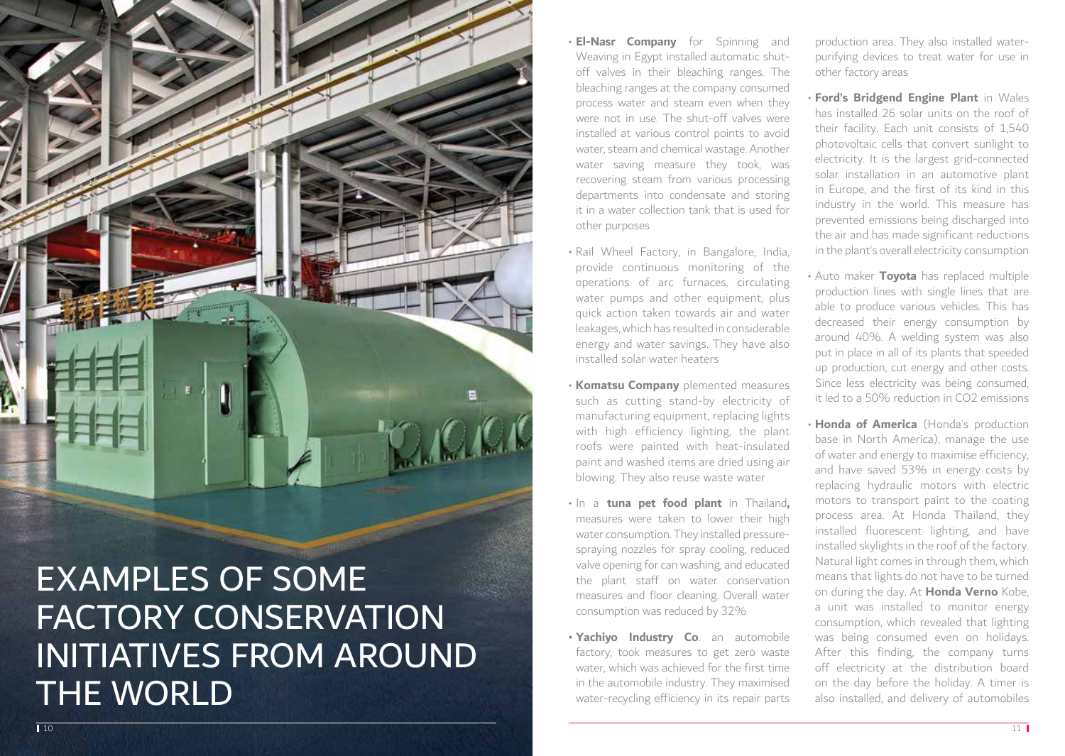# EXAMPLES OF SOME FACTORY CONSERVATION INITIATIVES FROM AROUND THE WORLD

- **El-Nasr Company** for Spinning and Weaving in Egypt installed automatic shut-off valves in their bleaching ranges. The bleaching ranges at the company consumed process water and steam even when they were not in use. The shut-off valves were installed at various control points to avoid water, steam and chemical wastage. Another water saving measure they took, was recovering steam from various processing departments into condensate and storing it in a water collection tank that is used for other purposes

- Rail Wheel Factory, in Bangalore, India, provide continuous monitoring of the operations of arc furnaces, circulating water pumps and other equipment, plus quick action taken towards air and water leakages, which has resulted in considerable energy and water savings. They have also installed solar water heaters

- **Komatsu Company** plemented measures such as cutting stand-by electricity of manufacturing equipment, replacing lights with high efficiency lighting, the plant roofs were painted with heat-insulated paint and washed items are dried using air blowing. They also reuse waste water

- In a **tuna pet food plant** in Thailand**,** measures were taken to lower their high water consumption. They installed pressure-spraying nozzles for spray cooling, reduced valve opening for can washing, and educated the plant staff on water conservation measures and floor cleaning. Overall water consumption was reduced by 32%

- **Yachiyo Industry Co**. an automobile factory, took measures to get zero waste water, which was achieved for the first time in the automobile industry. They maximised water-recycling efficiency in its repair parts production area. They also installed water-purifying devices to treat water for use in other factory areas

- **Ford's Bridgend Engine Plant** in Wales has installed 26 solar units on the roof of their facility. Each unit consists of 1,540 photovoltaic cells that convert sunlight to electricity. It is the largest grid-connected solar installation in an automotive plant in Europe, and the first of its kind in this industry in the world. This measure has prevented emissions being discharged into the air and has made significant reductions in the plant's overall electricity consumption

- Auto maker **Toyota** has replaced multiple production lines with single lines that are able to produce various vehicles. This has decreased their energy consumption by around 40%. A welding system was also put in place in all of its plants that speeded up production, cut energy and other costs. Since less electricity was being consumed, it led to a 50% reduction in $CO_2$ emissions

- **Honda of America** (Honda's production base in North America), manage the use of water and energy to maximise efficiency, and have saved 53% in energy costs by replacing hydraulic motors with electric motors to transport paint to the coating process area. At Honda Thailand, they installed fluorescent lighting, and have installed skylights in the roof of the factory. Natural light comes in through them, which means that lights do not have to be turned on during the day. At **Honda Verno** Kobe, a unit was installed to monitor energy consumption, which revealed that lighting was being consumed even on holidays. After this finding, the company turns off electricity at the distribution board on the day before the holiday. A timer is also installed, and delivery of automobiles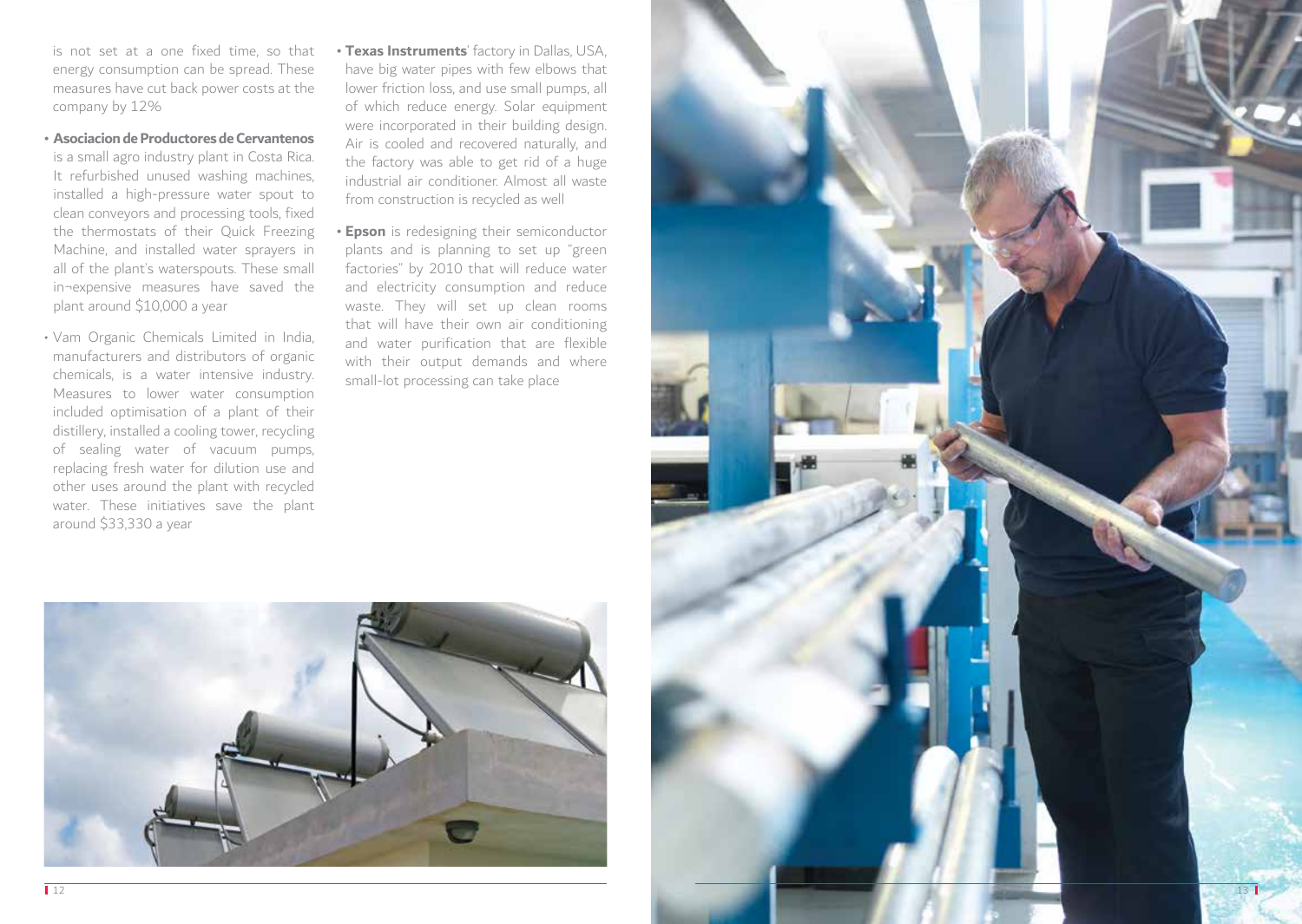is not set at a one fixed time, so that energy consumption can be spread. These measures have cut back power costs at the company by 12%

- **Asociacion de Productores de Cervantenos** is a small agro industry plant in Costa Rica. It refurbished unused washing machines, installed a high-pressure water spout to clean conveyors and processing tools, fixed the thermostats of their Quick Freezing Machine, and installed water sprayers in all of the plant's waterspouts. These small in¬expensive measures have saved the plant around $10,000 a year

- Vam Organic Chemicals Limited in India, manufacturers and distributors of organic chemicals, is a water intensive industry. Measures to lower water consumption included optimisation of a plant of their distillery, installed a cooling tower, recycling of sealing water of vacuum pumps, replacing fresh water for dilution use and other uses around the plant with recycled water. These initiatives save the plant around $33,330 a year

- **Texas Instruments**' factory in Dallas, USA, have big water pipes with few elbows that lower friction loss, and use small pumps, all of which reduce energy. Solar equipment were incorporated in their building design. Air is cooled and recovered naturally, and the factory was able to get rid of a huge industrial air conditioner. Almost all waste from construction is recycled as well

- **Epson** is redesigning their semiconductor plants and is planning to set up "green factories" by 2010 that will reduce water and electricity consumption and reduce waste. They will set up clean rooms that will have their own air conditioning and water purification that are flexible with their output demands and where small-lot processing can take place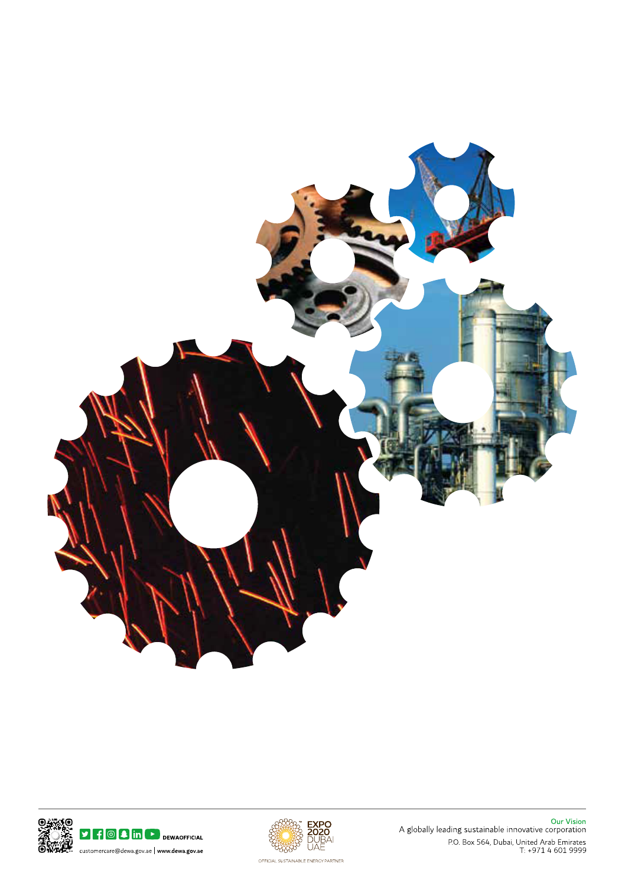DEWAOFFICIAL

customercare@dewa.gov.ae | www.dewa.gov.ae

EXPO 2020 DUBAI UAE

OFFICIAL SUSTAINABLE ENERGY PARTNER

Our Vision
A globally leading sustainable innovative corporation

P.O. Box 564, Dubai, United Arab Emirates
T: +971 4 601 9999